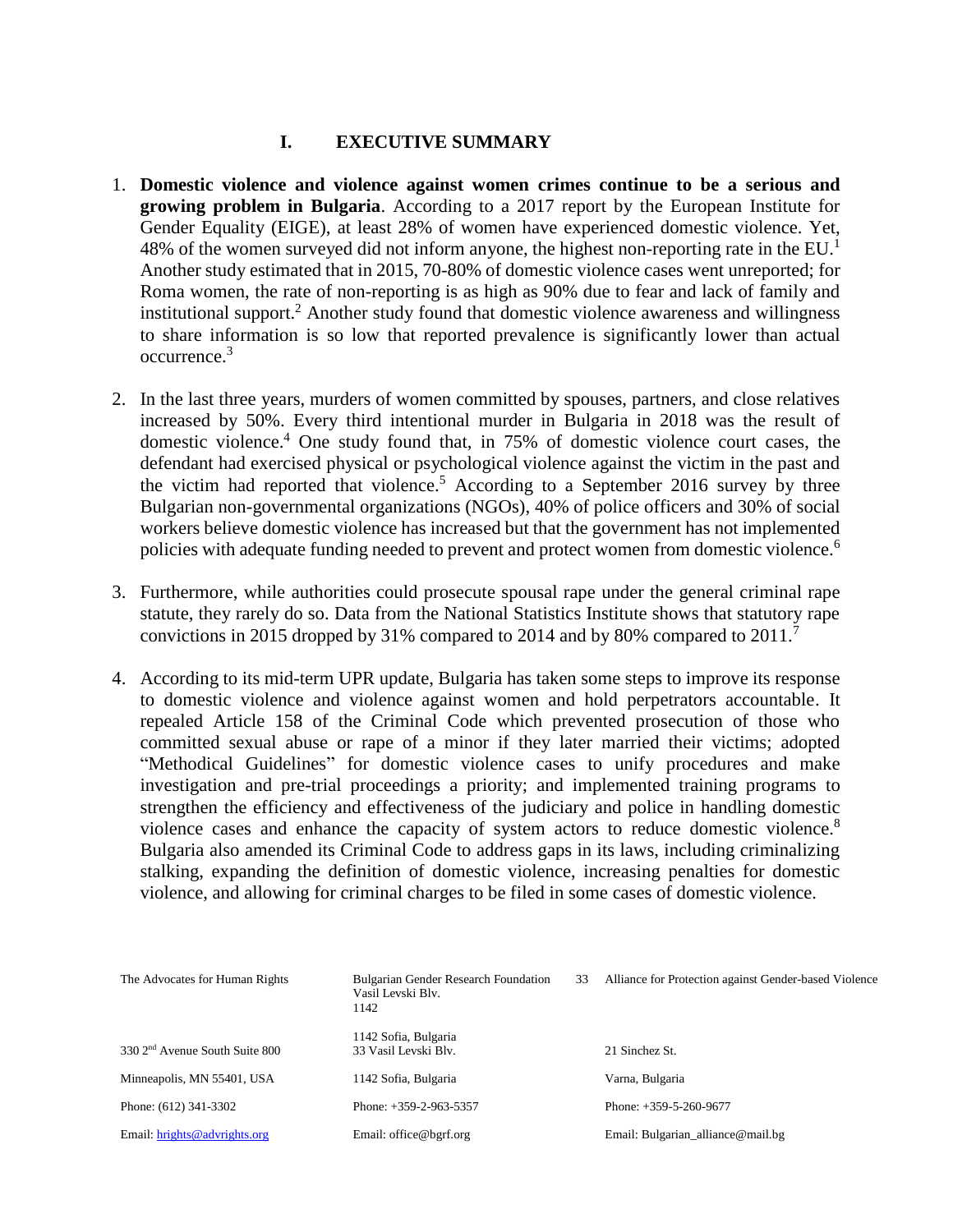# I. EXECUTIVE SUMMARY

1. **Domestic violence and violence against women crimes continue to be a serious and growing problem in Bulgaria**. According to a 2017 report by the European Institute for Gender Equality (EIGE), at least 28% of women have experienced domestic violence. Yet, 48% of the women surveyed did not inform anyone, the highest non-reporting rate in the EU.[1] Another study estimated that in 2015, 70-80% of domestic violence cases went unreported; for Roma women, the rate of non-reporting is as high as 90% due to fear and lack of family and institutional support.[2] Another study found that domestic violence awareness and willingness to share information is so low that reported prevalence is significantly lower than actual occurrence.[3]

2. In the last three years, murders of women committed by spouses, partners, and close relatives increased by 50%. Every third intentional murder in Bulgaria in 2018 was the result of domestic violence.[4] One study found that, in 75% of domestic violence court cases, the defendant had exercised physical or psychological violence against the victim in the past and the victim had reported that violence.[5] According to a September 2016 survey by three Bulgarian non-governmental organizations (NGOs), 40% of police officers and 30% of social workers believe domestic violence has increased but that the government has not implemented policies with adequate funding needed to prevent and protect women from domestic violence.[6]

3. Furthermore, while authorities could prosecute spousal rape under the general criminal rape statute, they rarely do so. Data from the National Statistics Institute shows that statutory rape convictions in 2015 dropped by 31% compared to 2014 and by 80% compared to 2011.[7]

4. According to its mid-term UPR update, Bulgaria has taken some steps to improve its response to domestic violence and violence against women and hold perpetrators accountable. It repealed Article 158 of the Criminal Code which prevented prosecution of those who committed sexual abuse or rape of a minor if they later married their victims; adopted "Methodical Guidelines" for domestic violence cases to unify procedures and make investigation and pre-trial proceedings a priority; and implemented training programs to strengthen the efficiency and effectiveness of the judiciary and police in handling domestic violence cases and enhance the capacity of system actors to reduce domestic violence.[8] Bulgaria also amended its Criminal Code to address gaps in its laws, including criminalizing stalking, expanding the definition of domestic violence, increasing penalties for domestic violence, and allowing for criminal charges to be filed in some cases of domestic violence.

| The Advocates for Human Rights | Bulgarian Gender Research Foundation 33 Vasil Levski Blv. 1142 1142 Sofia, Bulgaria | Alliance for Protection against Gender-based Violence |
|---|---|---|
| 330 2nd Avenue South Suite 800 | 33 Vasil Levski Blv. | 21 Sinchez St. |
| Minneapolis, MN 55401, USA | 1142 Sofia, Bulgaria | Varna, Bulgaria |
| Phone: (612) 341-3302 | Phone: +359-2-963-5357 | Phone: +359-5-260-9677 |
| Email: hrights@advrights.org | Email: office@bgrf.org | Email: Bulgarian_alliance@mail.bg |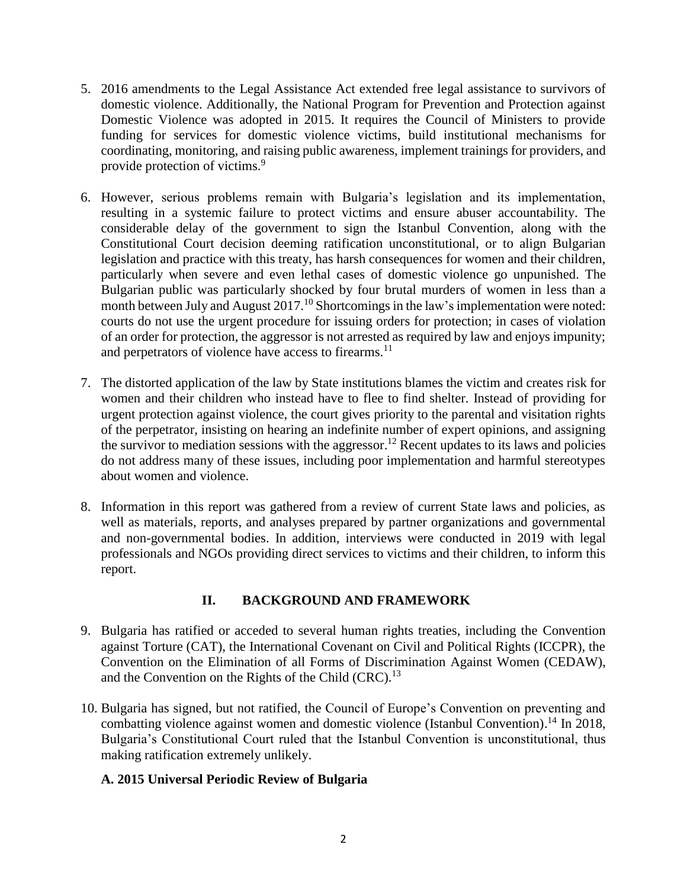5. 2016 amendments to the Legal Assistance Act extended free legal assistance to survivors of domestic violence. Additionally, the National Program for Prevention and Protection against Domestic Violence was adopted in 2015. It requires the Council of Ministers to provide funding for services for domestic violence victims, build institutional mechanisms for coordinating, monitoring, and raising public awareness, implement trainings for providers, and provide protection of victims.[9]

6. However, serious problems remain with Bulgaria's legislation and its implementation, resulting in a systemic failure to protect victims and ensure abuser accountability. The considerable delay of the government to sign the Istanbul Convention, along with the Constitutional Court decision deeming ratification unconstitutional, or to align Bulgarian legislation and practice with this treaty, has harsh consequences for women and their children, particularly when severe and even lethal cases of domestic violence go unpunished. The Bulgarian public was particularly shocked by four brutal murders of women in less than a month between July and August 2017.[10] Shortcomings in the law's implementation were noted: courts do not use the urgent procedure for issuing orders for protection; in cases of violation of an order for protection, the aggressor is not arrested as required by law and enjoys impunity; and perpetrators of violence have access to firearms.[11]

7. The distorted application of the law by State institutions blames the victim and creates risk for women and their children who instead have to flee to find shelter. Instead of providing for urgent protection against violence, the court gives priority to the parental and visitation rights of the perpetrator, insisting on hearing an indefinite number of expert opinions, and assigning the survivor to mediation sessions with the aggressor.[12] Recent updates to its laws and policies do not address many of these issues, including poor implementation and harmful stereotypes about women and violence.

8. Information in this report was gathered from a review of current State laws and policies, as well as materials, reports, and analyses prepared by partner organizations and governmental and non-governmental bodies. In addition, interviews were conducted in 2019 with legal professionals and NGOs providing direct services to victims and their children, to inform this report.

## II. BACKGROUND AND FRAMEWORK

9. Bulgaria has ratified or acceded to several human rights treaties, including the Convention against Torture (CAT), the International Covenant on Civil and Political Rights (ICCPR), the Convention on the Elimination of all Forms of Discrimination Against Women (CEDAW), and the Convention on the Rights of the Child (CRC).[13]

10. Bulgaria has signed, but not ratified, the Council of Europe's Convention on preventing and combatting violence against women and domestic violence (Istanbul Convention).[14] In 2018, Bulgaria's Constitutional Court ruled that the Istanbul Convention is unconstitutional, thus making ratification extremely unlikely.

### A. 2015 Universal Periodic Review of Bulgaria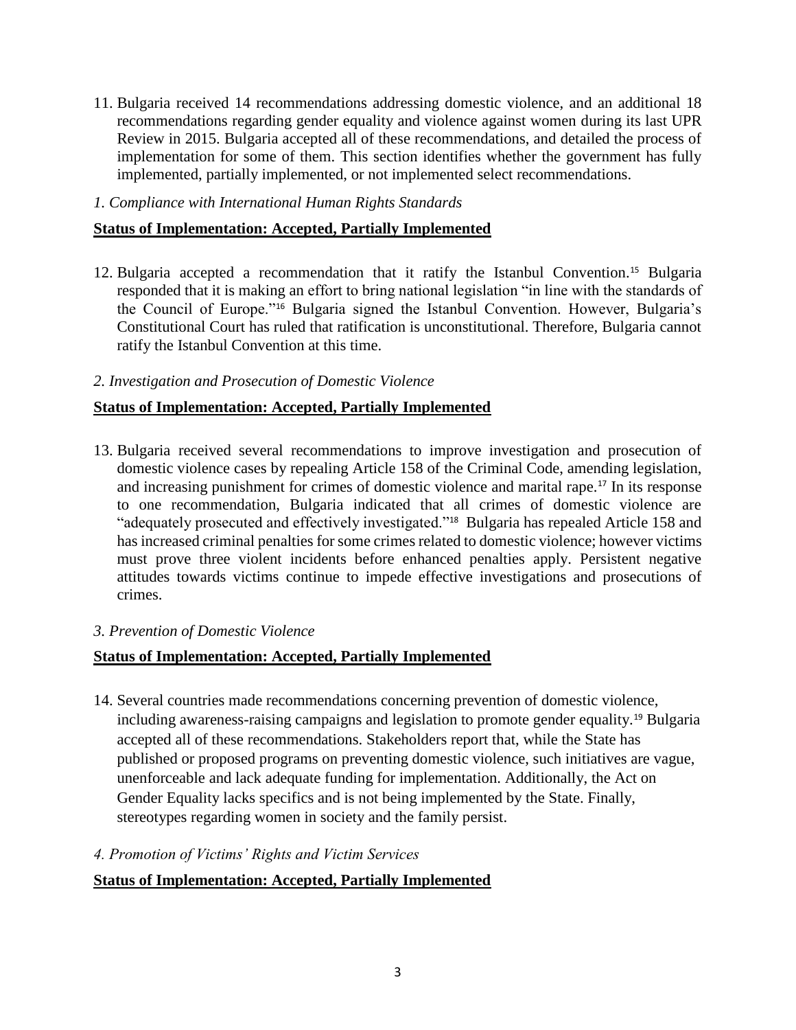11. Bulgaria received 14 recommendations addressing domestic violence, and an additional 18 recommendations regarding gender equality and violence against women during its last UPR Review in 2015. Bulgaria accepted all of these recommendations, and detailed the process of implementation for some of them. This section identifies whether the government has fully implemented, partially implemented, or not implemented select recommendations.

*1. Compliance with International Human Rights Standards*

**Status of Implementation: Accepted, Partially Implemented**

12. Bulgaria accepted a recommendation that it ratify the Istanbul Convention.[15] Bulgaria responded that it is making an effort to bring national legislation "in line with the standards of the Council of Europe."[16] Bulgaria signed the Istanbul Convention. However, Bulgaria's Constitutional Court has ruled that ratification is unconstitutional. Therefore, Bulgaria cannot ratify the Istanbul Convention at this time.

*2. Investigation and Prosecution of Domestic Violence*

**Status of Implementation: Accepted, Partially Implemented**

13. Bulgaria received several recommendations to improve investigation and prosecution of domestic violence cases by repealing Article 158 of the Criminal Code, amending legislation, and increasing punishment for crimes of domestic violence and marital rape.[17] In its response to one recommendation, Bulgaria indicated that all crimes of domestic violence are "adequately prosecuted and effectively investigated."[18] Bulgaria has repealed Article 158 and has increased criminal penalties for some crimes related to domestic violence; however victims must prove three violent incidents before enhanced penalties apply. Persistent negative attitudes towards victims continue to impede effective investigations and prosecutions of crimes.

*3. Prevention of Domestic Violence*

**Status of Implementation: Accepted, Partially Implemented**

14. Several countries made recommendations concerning prevention of domestic violence, including awareness-raising campaigns and legislation to promote gender equality.[19] Bulgaria accepted all of these recommendations. Stakeholders report that, while the State has published or proposed programs on preventing domestic violence, such initiatives are vague, unenforceable and lack adequate funding for implementation. Additionally, the Act on Gender Equality lacks specifics and is not being implemented by the State. Finally, stereotypes regarding women in society and the family persist.

*4. Promotion of Victims' Rights and Victim Services*

**Status of Implementation: Accepted, Partially Implemented**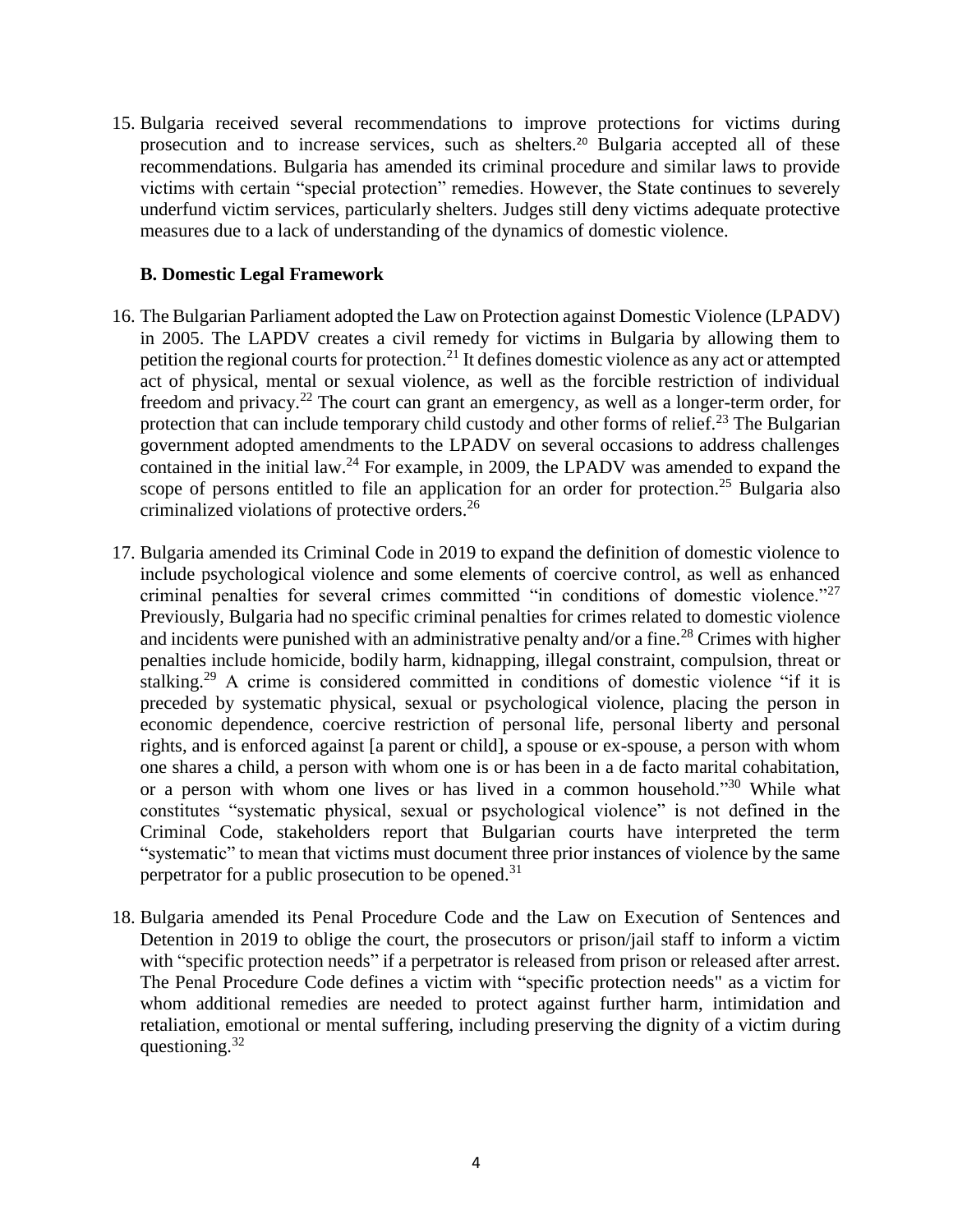15. Bulgaria received several recommendations to improve protections for victims during prosecution and to increase services, such as shelters.[20] Bulgaria accepted all of these recommendations. Bulgaria has amended its criminal procedure and similar laws to provide victims with certain "special protection" remedies. However, the State continues to severely underfund victim services, particularly shelters. Judges still deny victims adequate protective measures due to a lack of understanding of the dynamics of domestic violence.

### B. Domestic Legal Framework

16. The Bulgarian Parliament adopted the Law on Protection against Domestic Violence (LPADV) in 2005. The LAPDV creates a civil remedy for victims in Bulgaria by allowing them to petition the regional courts for protection.[21] It defines domestic violence as any act or attempted act of physical, mental or sexual violence, as well as the forcible restriction of individual freedom and privacy.[22] The court can grant an emergency, as well as a longer-term order, for protection that can include temporary child custody and other forms of relief.[23] The Bulgarian government adopted amendments to the LPADV on several occasions to address challenges contained in the initial law.[24] For example, in 2009, the LPADV was amended to expand the scope of persons entitled to file an application for an order for protection.[25] Bulgaria also criminalized violations of protective orders.[26]

17. Bulgaria amended its Criminal Code in 2019 to expand the definition of domestic violence to include psychological violence and some elements of coercive control, as well as enhanced criminal penalties for several crimes committed "in conditions of domestic violence."[27] Previously, Bulgaria had no specific criminal penalties for crimes related to domestic violence and incidents were punished with an administrative penalty and/or a fine.[28] Crimes with higher penalties include homicide, bodily harm, kidnapping, illegal constraint, compulsion, threat or stalking.[29] A crime is considered committed in conditions of domestic violence "if it is preceded by systematic physical, sexual or psychological violence, placing the person in economic dependence, coercive restriction of personal life, personal liberty and personal rights, and is enforced against [a parent or child], a spouse or ex-spouse, a person with whom one shares a child, a person with whom one is or has been in a de facto marital cohabitation, or a person with whom one lives or has lived in a common household."[30] While what constitutes "systematic physical, sexual or psychological violence" is not defined in the Criminal Code, stakeholders report that Bulgarian courts have interpreted the term "systematic" to mean that victims must document three prior instances of violence by the same perpetrator for a public prosecution to be opened.[31]

18. Bulgaria amended its Penal Procedure Code and the Law on Execution of Sentences and Detention in 2019 to oblige the court, the prosecutors or prison/jail staff to inform a victim with "specific protection needs" if a perpetrator is released from prison or released after arrest. The Penal Procedure Code defines a victim with "specific protection needs" as a victim for whom additional remedies are needed to protect against further harm, intimidation and retaliation, emotional or mental suffering, including preserving the dignity of a victim during questioning.[32]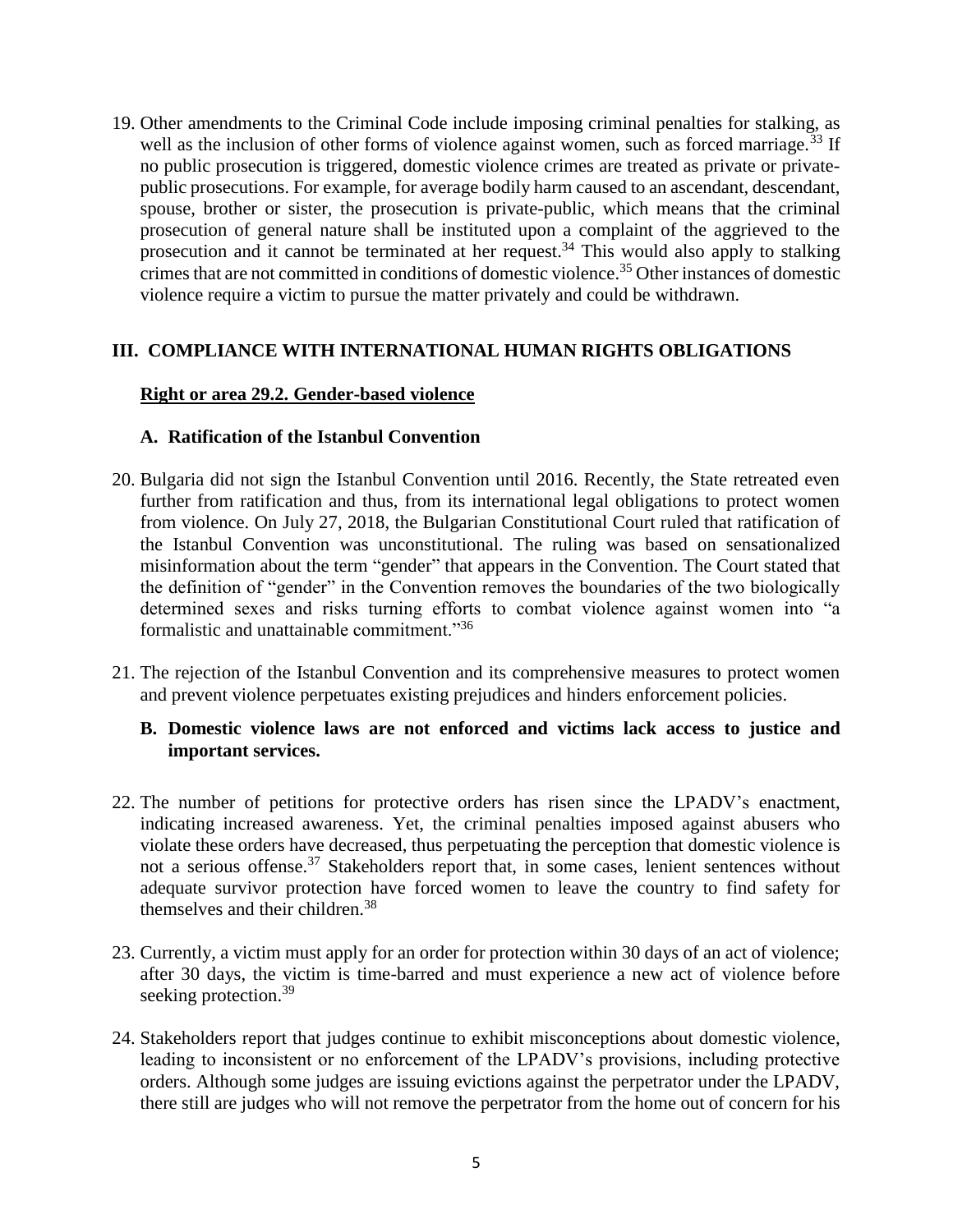19. Other amendments to the Criminal Code include imposing criminal penalties for stalking, as well as the inclusion of other forms of violence against women, such as forced marriage.[33] If no public prosecution is triggered, domestic violence crimes are treated as private or private-public prosecutions. For example, for average bodily harm caused to an ascendant, descendant, spouse, brother or sister, the prosecution is private-public, which means that the criminal prosecution of general nature shall be instituted upon a complaint of the aggrieved to the prosecution and it cannot be terminated at her request.[34] This would also apply to stalking crimes that are not committed in conditions of domestic violence.[35] Other instances of domestic violence require a victim to pursue the matter privately and could be withdrawn.

## III. COMPLIANCE WITH INTERNATIONAL HUMAN RIGHTS OBLIGATIONS

### Right or area 29.2. Gender-based violence

#### A. Ratification of the Istanbul Convention

20. Bulgaria did not sign the Istanbul Convention until 2016. Recently, the State retreated even further from ratification and thus, from its international legal obligations to protect women from violence. On July 27, 2018, the Bulgarian Constitutional Court ruled that ratification of the Istanbul Convention was unconstitutional. The ruling was based on sensationalized misinformation about the term "gender" that appears in the Convention. The Court stated that the definition of "gender" in the Convention removes the boundaries of the two biologically determined sexes and risks turning efforts to combat violence against women into "a formalistic and unattainable commitment."[36]

21. The rejection of the Istanbul Convention and its comprehensive measures to protect women and prevent violence perpetuates existing prejudices and hinders enforcement policies.

#### B. Domestic violence laws are not enforced and victims lack access to justice and important services.

22. The number of petitions for protective orders has risen since the LPADV's enactment, indicating increased awareness. Yet, the criminal penalties imposed against abusers who violate these orders have decreased, thus perpetuating the perception that domestic violence is not a serious offense.[37] Stakeholders report that, in some cases, lenient sentences without adequate survivor protection have forced women to leave the country to find safety for themselves and their children.[38]

23. Currently, a victim must apply for an order for protection within 30 days of an act of violence; after 30 days, the victim is time-barred and must experience a new act of violence before seeking protection.[39]

24. Stakeholders report that judges continue to exhibit misconceptions about domestic violence, leading to inconsistent or no enforcement of the LPADV's provisions, including protective orders. Although some judges are issuing evictions against the perpetrator under the LPADV, there still are judges who will not remove the perpetrator from the home out of concern for his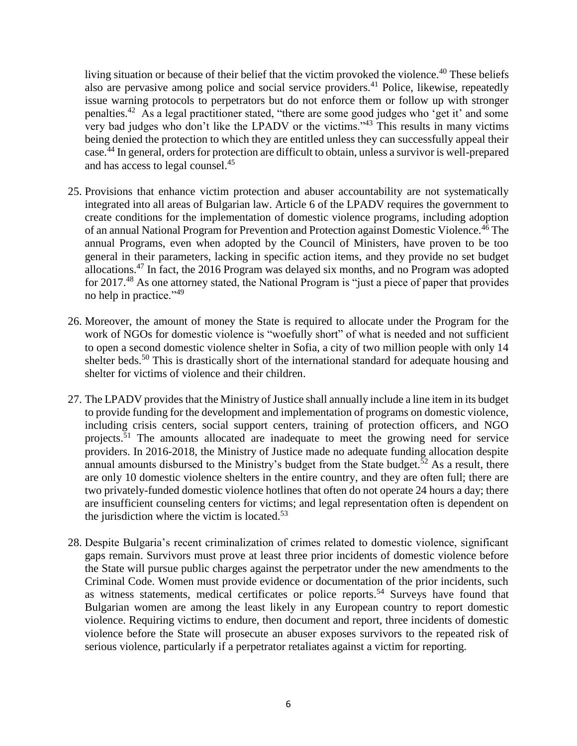living situation or because of their belief that the victim provoked the violence.[40] These beliefs also are pervasive among police and social service providers.[41] Police, likewise, repeatedly issue warning protocols to perpetrators but do not enforce them or follow up with stronger penalties.[42] As a legal practitioner stated, "there are some good judges who 'get it' and some very bad judges who don't like the LPADV or the victims."[43] This results in many victims being denied the protection to which they are entitled unless they can successfully appeal their case.[44] In general, orders for protection are difficult to obtain, unless a survivor is well-prepared and has access to legal counsel.[45]

25. Provisions that enhance victim protection and abuser accountability are not systematically integrated into all areas of Bulgarian law. Article 6 of the LPADV requires the government to create conditions for the implementation of domestic violence programs, including adoption of an annual National Program for Prevention and Protection against Domestic Violence.[46] The annual Programs, even when adopted by the Council of Ministers, have proven to be too general in their parameters, lacking in specific action items, and they provide no set budget allocations.[47] In fact, the 2016 Program was delayed six months, and no Program was adopted for 2017.[48] As one attorney stated, the National Program is "just a piece of paper that provides no help in practice."[49]

26. Moreover, the amount of money the State is required to allocate under the Program for the work of NGOs for domestic violence is "woefully short" of what is needed and not sufficient to open a second domestic violence shelter in Sofia, a city of two million people with only 14 shelter beds.[50] This is drastically short of the international standard for adequate housing and shelter for victims of violence and their children.

27. The LPADV provides that the Ministry of Justice shall annually include a line item in its budget to provide funding for the development and implementation of programs on domestic violence, including crisis centers, social support centers, training of protection officers, and NGO projects.[51] The amounts allocated are inadequate to meet the growing need for service providers. In 2016-2018, the Ministry of Justice made no adequate funding allocation despite annual amounts disbursed to the Ministry's budget from the State budget.[52] As a result, there are only 10 domestic violence shelters in the entire country, and they are often full; there are two privately-funded domestic violence hotlines that often do not operate 24 hours a day; there are insufficient counseling centers for victims; and legal representation often is dependent on the jurisdiction where the victim is located.[53]

28. Despite Bulgaria's recent criminalization of crimes related to domestic violence, significant gaps remain. Survivors must prove at least three prior incidents of domestic violence before the State will pursue public charges against the perpetrator under the new amendments to the Criminal Code. Women must provide evidence or documentation of the prior incidents, such as witness statements, medical certificates or police reports.[54] Surveys have found that Bulgarian women are among the least likely in any European country to report domestic violence. Requiring victims to endure, then document and report, three incidents of domestic violence before the State will prosecute an abuser exposes survivors to the repeated risk of serious violence, particularly if a perpetrator retaliates against a victim for reporting.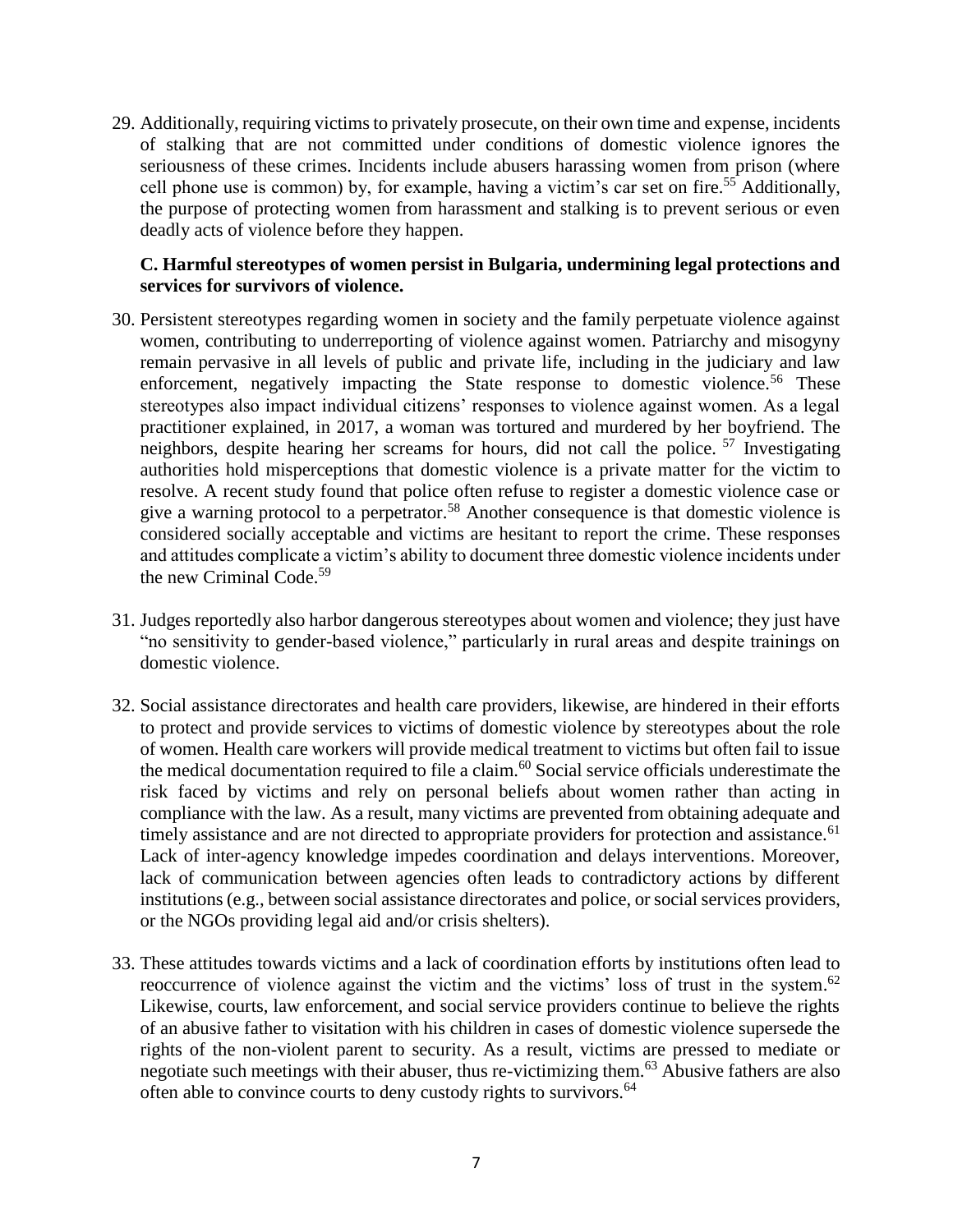29. Additionally, requiring victims to privately prosecute, on their own time and expense, incidents of stalking that are not committed under conditions of domestic violence ignores the seriousness of these crimes. Incidents include abusers harassing women from prison (where cell phone use is common) by, for example, having a victim's car set on fire.[55] Additionally, the purpose of protecting women from harassment and stalking is to prevent serious or even deadly acts of violence before they happen.

### C. Harmful stereotypes of women persist in Bulgaria, undermining legal protections and services for survivors of violence.

30. Persistent stereotypes regarding women in society and the family perpetuate violence against women, contributing to underreporting of violence against women. Patriarchy and misogyny remain pervasive in all levels of public and private life, including in the judiciary and law enforcement, negatively impacting the State response to domestic violence.[56] These stereotypes also impact individual citizens' responses to violence against women. As a legal practitioner explained, in 2017, a woman was tortured and murdered by her boyfriend. The neighbors, despite hearing her screams for hours, did not call the police.[57] Investigating authorities hold misperceptions that domestic violence is a private matter for the victim to resolve. A recent study found that police often refuse to register a domestic violence case or give a warning protocol to a perpetrator.[58] Another consequence is that domestic violence is considered socially acceptable and victims are hesitant to report the crime. These responses and attitudes complicate a victim's ability to document three domestic violence incidents under the new Criminal Code.[59]

31. Judges reportedly also harbor dangerous stereotypes about women and violence; they just have "no sensitivity to gender-based violence," particularly in rural areas and despite trainings on domestic violence.

32. Social assistance directorates and health care providers, likewise, are hindered in their efforts to protect and provide services to victims of domestic violence by stereotypes about the role of women. Health care workers will provide medical treatment to victims but often fail to issue the medical documentation required to file a claim.[60] Social service officials underestimate the risk faced by victims and rely on personal beliefs about women rather than acting in compliance with the law. As a result, many victims are prevented from obtaining adequate and timely assistance and are not directed to appropriate providers for protection and assistance.[61] Lack of inter-agency knowledge impedes coordination and delays interventions. Moreover, lack of communication between agencies often leads to contradictory actions by different institutions (e.g., between social assistance directorates and police, or social services providers, or the NGOs providing legal aid and/or crisis shelters).

33. These attitudes towards victims and a lack of coordination efforts by institutions often lead to reoccurrence of violence against the victim and the victims' loss of trust in the system.[62] Likewise, courts, law enforcement, and social service providers continue to believe the rights of an abusive father to visitation with his children in cases of domestic violence supersede the rights of the non-violent parent to security. As a result, victims are pressed to mediate or negotiate such meetings with their abuser, thus re-victimizing them.[63] Abusive fathers are also often able to convince courts to deny custody rights to survivors.[64]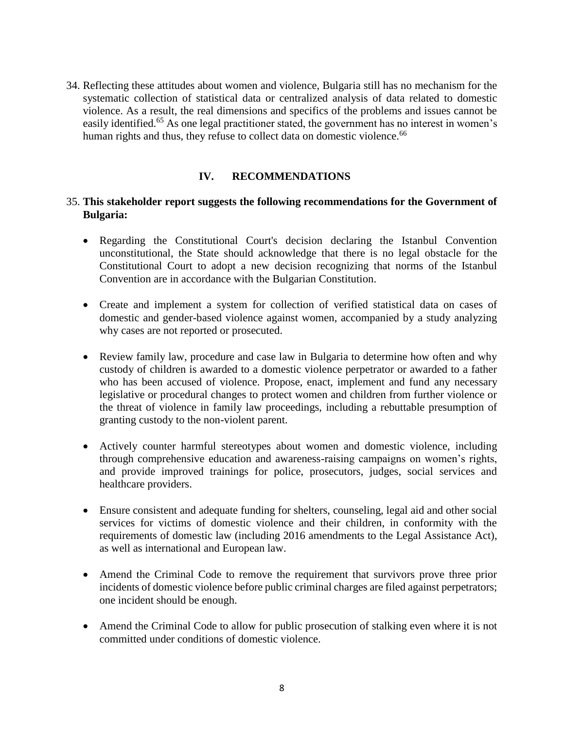34. Reflecting these attitudes about women and violence, Bulgaria still has no mechanism for the systematic collection of statistical data or centralized analysis of data related to domestic violence. As a result, the real dimensions and specifics of the problems and issues cannot be easily identified.[65] As one legal practitioner stated, the government has no interest in women's human rights and thus, they refuse to collect data on domestic violence.[66]

## IV. RECOMMENDATIONS

35. **This stakeholder report suggests the following recommendations for the Government of Bulgaria:**

- Regarding the Constitutional Court's decision declaring the Istanbul Convention unconstitutional, the State should acknowledge that there is no legal obstacle for the Constitutional Court to adopt a new decision recognizing that norms of the Istanbul Convention are in accordance with the Bulgarian Constitution.

- Create and implement a system for collection of verified statistical data on cases of domestic and gender-based violence against women, accompanied by a study analyzing why cases are not reported or prosecuted.

- Review family law, procedure and case law in Bulgaria to determine how often and why custody of children is awarded to a domestic violence perpetrator or awarded to a father who has been accused of violence. Propose, enact, implement and fund any necessary legislative or procedural changes to protect women and children from further violence or the threat of violence in family law proceedings, including a rebuttable presumption of granting custody to the non-violent parent.

- Actively counter harmful stereotypes about women and domestic violence, including through comprehensive education and awareness-raising campaigns on women's rights, and provide improved trainings for police, prosecutors, judges, social services and healthcare providers.

- Ensure consistent and adequate funding for shelters, counseling, legal aid and other social services for victims of domestic violence and their children, in conformity with the requirements of domestic law (including 2016 amendments to the Legal Assistance Act), as well as international and European law.

- Amend the Criminal Code to remove the requirement that survivors prove three prior incidents of domestic violence before public criminal charges are filed against perpetrators; one incident should be enough.

- Amend the Criminal Code to allow for public prosecution of stalking even where it is not committed under conditions of domestic violence.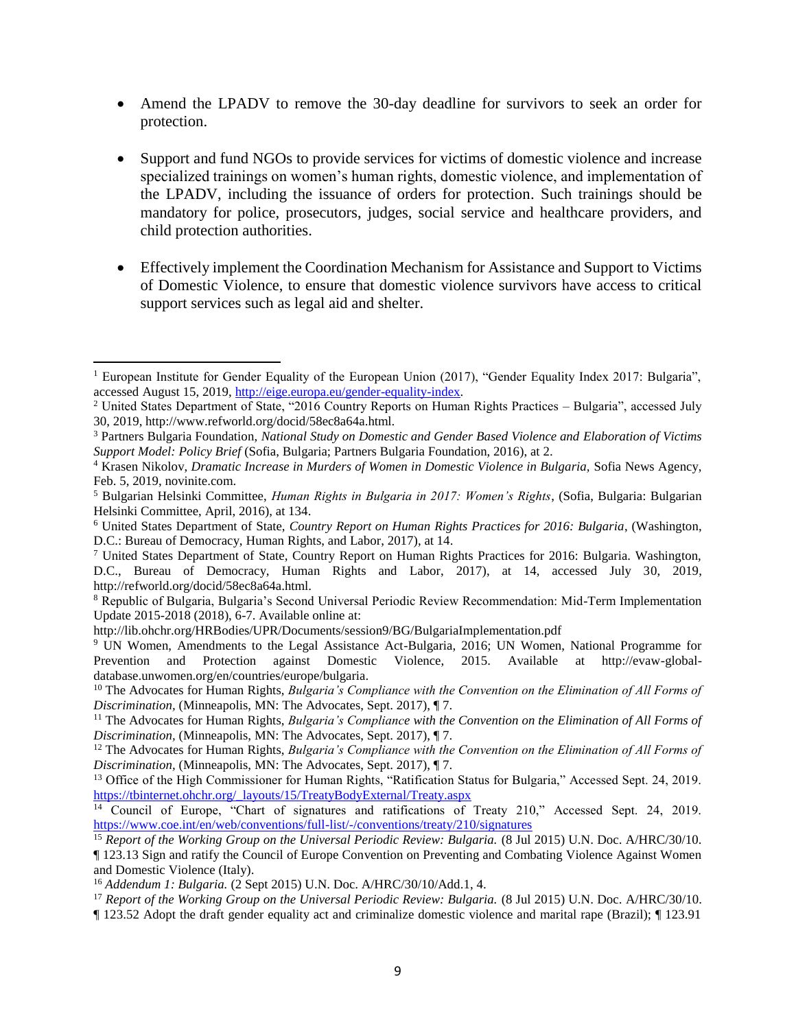- Amend the LPADV to remove the 30-day deadline for survivors to seek an order for protection.

- Support and fund NGOs to provide services for victims of domestic violence and increase specialized trainings on women's human rights, domestic violence, and implementation of the LPADV, including the issuance of orders for protection. Such trainings should be mandatory for police, prosecutors, judges, social service and healthcare providers, and child protection authorities.

- Effectively implement the Coordination Mechanism for Assistance and Support to Victims of Domestic Violence, to ensure that domestic violence survivors have access to critical support services such as legal aid and shelter.

---

[1] European Institute for Gender Equality of the European Union (2017), "Gender Equality Index 2017: Bulgaria", accessed August 15, 2019, http://eige.europa.eu/gender-equality-index.

[2] United States Department of State, "2016 Country Reports on Human Rights Practices – Bulgaria", accessed July 30, 2019, http://www.refworld.org/docid/58ec8a64a.html.

[3] Partners Bulgaria Foundation, *National Study on Domestic and Gender Based Violence and Elaboration of Victims Support Model: Policy Brief* (Sofia, Bulgaria; Partners Bulgaria Foundation, 2016), at 2.

[4] Krasen Nikolov, *Dramatic Increase in Murders of Women in Domestic Violence in Bulgaria,* Sofia News Agency, Feb. 5, 2019, novinite.com.

[5] Bulgarian Helsinki Committee, *Human Rights in Bulgaria in 2017: Women's Rights*, (Sofia, Bulgaria: Bulgarian Helsinki Committee, April, 2016), at 134.

[6] United States Department of State, *Country Report on Human Rights Practices for 2016: Bulgaria*, (Washington, D.C.: Bureau of Democracy, Human Rights, and Labor, 2017), at 14.

[7] United States Department of State, Country Report on Human Rights Practices for 2016: Bulgaria. Washington, D.C., Bureau of Democracy, Human Rights and Labor, 2017), at 14, accessed July 30, 2019, http://refworld.org/docid/58ec8a64a.html.

[8] Republic of Bulgaria, Bulgaria's Second Universal Periodic Review Recommendation: Mid-Term Implementation Update 2015-2018 (2018), 6-7. Available online at: http://lib.ohchr.org/HRBodies/UPR/Documents/session9/BG/BulgariaImplementation.pdf

[9] UN Women, Amendments to the Legal Assistance Act-Bulgaria, 2016; UN Women, National Programme for Prevention and Protection against Domestic Violence, 2015. Available at http://evaw-global-database.unwomen.org/en/countries/europe/bulgaria.

[10] The Advocates for Human Rights, *Bulgaria's Compliance with the Convention on the Elimination of All Forms of Discrimination*, (Minneapolis, MN: The Advocates, Sept. 2017), ¶ 7.

[11] The Advocates for Human Rights, *Bulgaria's Compliance with the Convention on the Elimination of All Forms of Discrimination*, (Minneapolis, MN: The Advocates, Sept. 2017), ¶ 7.

[12] The Advocates for Human Rights, *Bulgaria's Compliance with the Convention on the Elimination of All Forms of Discrimination*, (Minneapolis, MN: The Advocates, Sept. 2017), ¶ 7.

[13] Office of the High Commissioner for Human Rights, "Ratification Status for Bulgaria," Accessed Sept. 24, 2019. https://tbinternet.ohchr.org/_layouts/15/TreatyBodyExternal/Treaty.aspx

[14] Council of Europe, "Chart of signatures and ratifications of Treaty 210," Accessed Sept. 24, 2019. https://www.coe.int/en/web/conventions/full-list/-/conventions/treaty/210/signatures

[15] *Report of the Working Group on the Universal Periodic Review: Bulgaria.* (8 Jul 2015) U.N. Doc. A/HRC/30/10. ¶ 123.13 Sign and ratify the Council of Europe Convention on Preventing and Combating Violence Against Women and Domestic Violence (Italy).

[16] *Addendum 1: Bulgaria.* (2 Sept 2015) U.N. Doc. A/HRC/30/10/Add.1, 4.

[17] *Report of the Working Group on the Universal Periodic Review: Bulgaria.* (8 Jul 2015) U.N. Doc. A/HRC/30/10. ¶ 123.52 Adopt the draft gender equality act and criminalize domestic violence and marital rape (Brazil); ¶ 123.91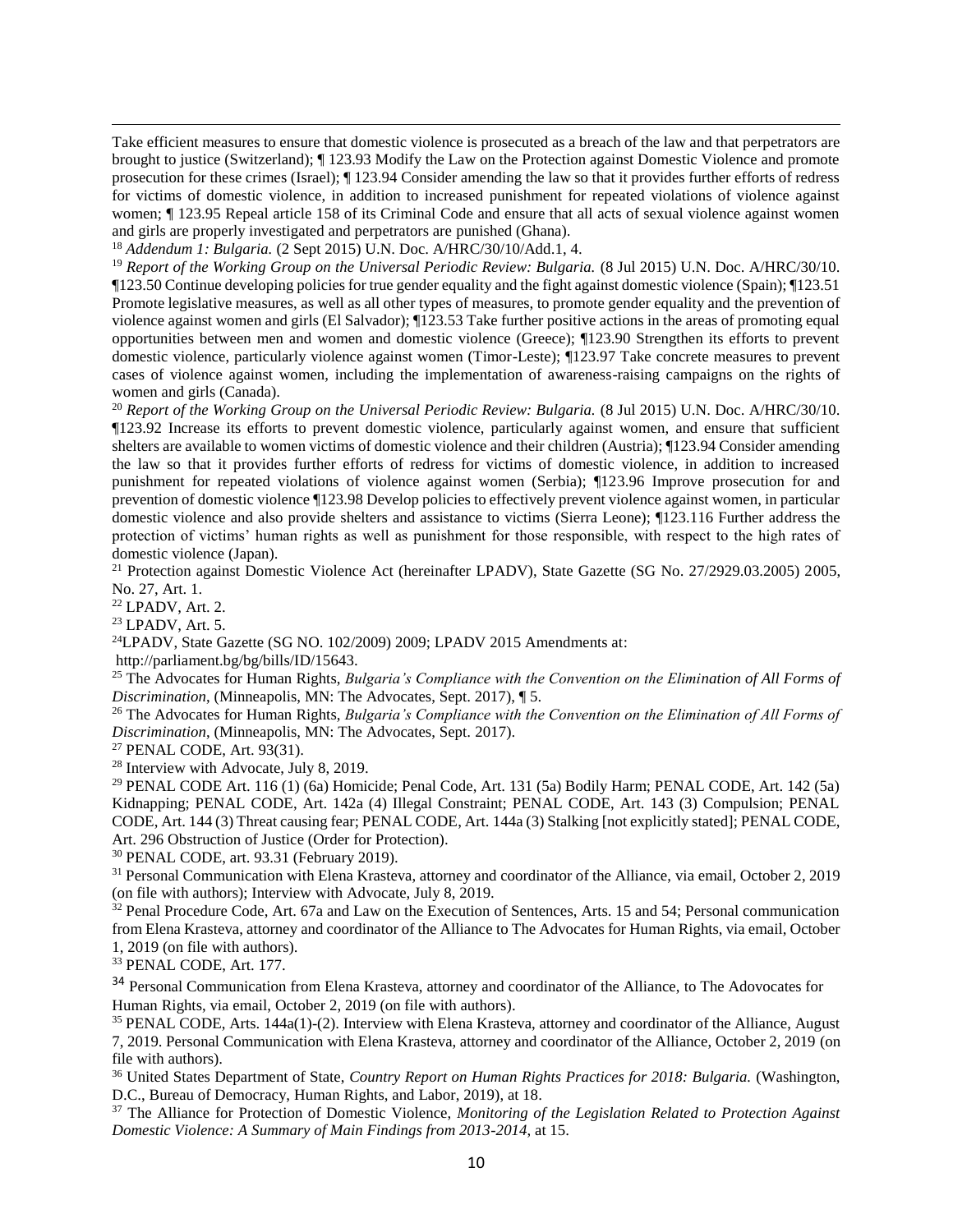Take efficient measures to ensure that domestic violence is prosecuted as a breach of the law and that perpetrators are brought to justice (Switzerland); ¶ 123.93 Modify the Law on the Protection against Domestic Violence and promote prosecution for these crimes (Israel); ¶ 123.94 Consider amending the law so that it provides further efforts of redress for victims of domestic violence, in addition to increased punishment for repeated violations of violence against women; ¶ 123.95 Repeal article 158 of its Criminal Code and ensure that all acts of sexual violence against women and girls are properly investigated and perpetrators are punished (Ghana).

[18] *Addendum 1: Bulgaria.* (2 Sept 2015) U.N. Doc. A/HRC/30/10/Add.1, 4.

[19] *Report of the Working Group on the Universal Periodic Review: Bulgaria.* (8 Jul 2015) U.N. Doc. A/HRC/30/10. ¶123.50 Continue developing policies for true gender equality and the fight against domestic violence (Spain); ¶123.51 Promote legislative measures, as well as all other types of measures, to promote gender equality and the prevention of violence against women and girls (El Salvador); ¶123.53 Take further positive actions in the areas of promoting equal opportunities between men and women and domestic violence (Greece); ¶123.90 Strengthen its efforts to prevent domestic violence, particularly violence against women (Timor-Leste); ¶123.97 Take concrete measures to prevent cases of violence against women, including the implementation of awareness-raising campaigns on the rights of women and girls (Canada).

[20] *Report of the Working Group on the Universal Periodic Review: Bulgaria.* (8 Jul 2015) U.N. Doc. A/HRC/30/10. ¶123.92 Increase its efforts to prevent domestic violence, particularly against women, and ensure that sufficient shelters are available to women victims of domestic violence and their children (Austria); ¶123.94 Consider amending the law so that it provides further efforts of redress for victims of domestic violence, in addition to increased punishment for repeated violations of violence against women (Serbia); ¶123.96 Improve prosecution for and prevention of domestic violence ¶123.98 Develop policies to effectively prevent violence against women, in particular domestic violence and also provide shelters and assistance to victims (Sierra Leone); ¶123.116 Further address the protection of victims' human rights as well as punishment for those responsible, with respect to the high rates of domestic violence (Japan).

[21] Protection against Domestic Violence Act (hereinafter LPADV), State Gazette (SG No. 27/2929.03.2005) 2005, No. 27, Art. 1.

[22] LPADV, Art. 2.

[23] LPADV, Art. 5.

[24] LPADV, State Gazette (SG NO. 102/2009) 2009; LPADV 2015 Amendments at: http://parliament.bg/bg/bills/ID/15643.

[25] The Advocates for Human Rights, *Bulgaria's Compliance with the Convention on the Elimination of All Forms of Discrimination*, (Minneapolis, MN: The Advocates, Sept. 2017), ¶ 5.

[26] The Advocates for Human Rights, *Bulgaria's Compliance with the Convention on the Elimination of All Forms of Discrimination*, (Minneapolis, MN: The Advocates, Sept. 2017).

[27] PENAL CODE, Art. 93(31).

[28] Interview with Advocate, July 8, 2019.

[29] PENAL CODE Art. 116 (1) (6a) Homicide; Penal Code, Art. 131 (5a) Bodily Harm; PENAL CODE, Art. 142 (5a) Kidnapping; PENAL CODE, Art. 142a (4) Illegal Constraint; PENAL CODE, Art. 143 (3) Compulsion; PENAL CODE, Art. 144 (3) Threat causing fear; PENAL CODE, Art. 144a (3) Stalking [not explicitly stated]; PENAL CODE, Art. 296 Obstruction of Justice (Order for Protection).

[30] PENAL CODE, art. 93.31 (February 2019).

[31] Personal Communication with Elena Krasteva, attorney and coordinator of the Alliance, via email, October 2, 2019 (on file with authors); Interview with Advocate, July 8, 2019.

[32] Penal Procedure Code, Art. 67a and Law on the Execution of Sentences, Arts. 15 and 54; Personal communication from Elena Krasteva, attorney and coordinator of the Alliance to The Advocates for Human Rights, via email, October 1, 2019 (on file with authors).

[33] PENAL CODE, Art. 177.

[34] Personal Communication from Elena Krasteva, attorney and coordinator of the Alliance, to The Adovocates for Human Rights, via email, October 2, 2019 (on file with authors).

[35] PENAL CODE, Arts. 144a(1)-(2). Interview with Elena Krasteva, attorney and coordinator of the Alliance, August 7, 2019. Personal Communication with Elena Krasteva, attorney and coordinator of the Alliance, October 2, 2019 (on file with authors).

[36] United States Department of State, *Country Report on Human Rights Practices for 2018: Bulgaria.* (Washington, D.C., Bureau of Democracy, Human Rights, and Labor, 2019), at 18.

[37] The Alliance for Protection of Domestic Violence, *Monitoring of the Legislation Related to Protection Against Domestic Violence: A Summary of Main Findings from 2013-2014*, at 15.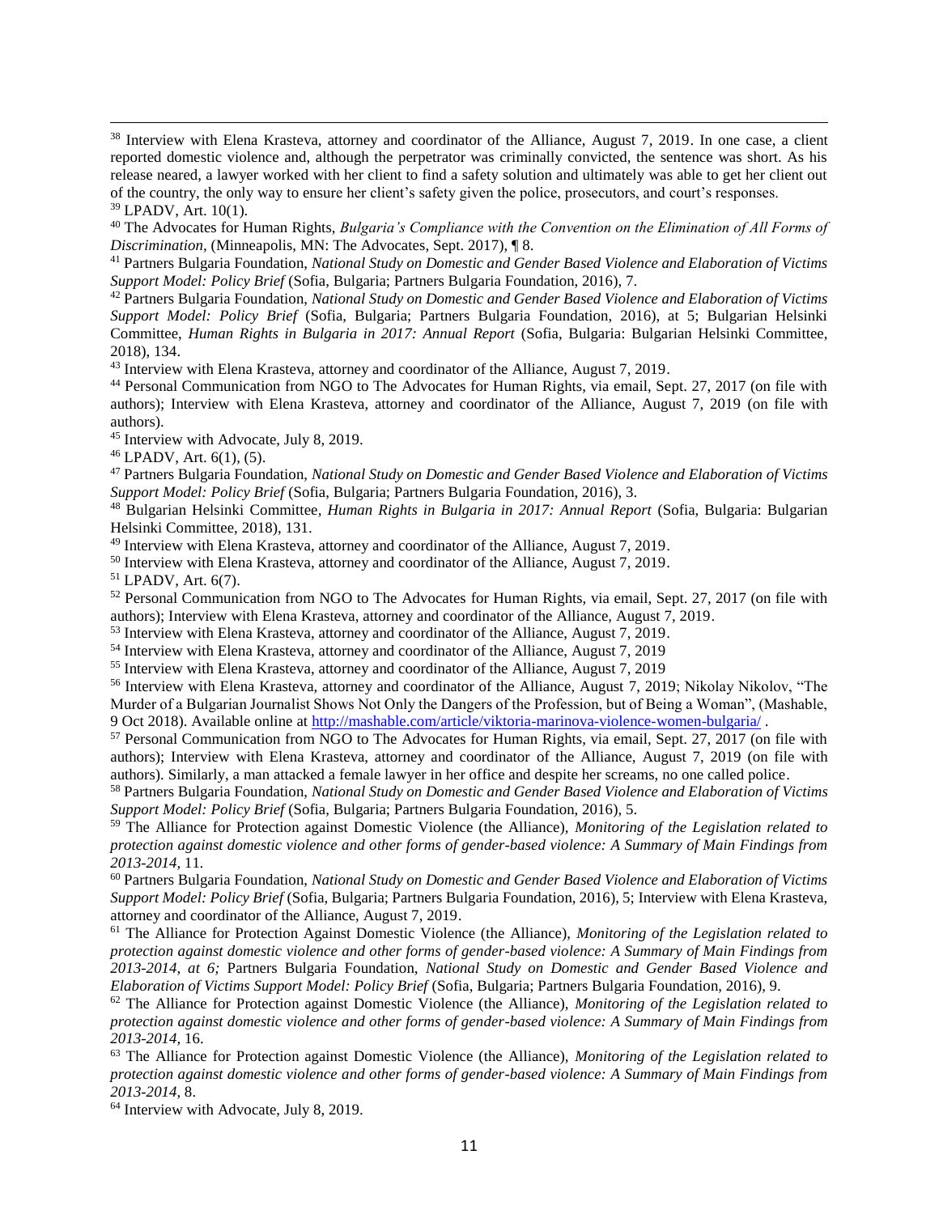[38] Interview with Elena Krasteva, attorney and coordinator of the Alliance, August 7, 2019. In one case, a client reported domestic violence and, although the perpetrator was criminally convicted, the sentence was short. As his release neared, a lawyer worked with her client to find a safety solution and ultimately was able to get her client out of the country, the only way to ensure her client's safety given the police, prosecutors, and court's responses.

[39] LPADV, Art. 10(1).

[40] The Advocates for Human Rights, *Bulgaria's Compliance with the Convention on the Elimination of All Forms of Discrimination*, (Minneapolis, MN: The Advocates, Sept. 2017), ¶ 8.

[41] Partners Bulgaria Foundation, *National Study on Domestic and Gender Based Violence and Elaboration of Victims Support Model: Policy Brief* (Sofia, Bulgaria; Partners Bulgaria Foundation, 2016), 7.

[42] Partners Bulgaria Foundation, *National Study on Domestic and Gender Based Violence and Elaboration of Victims Support Model: Policy Brief* (Sofia, Bulgaria; Partners Bulgaria Foundation, 2016), at 5; Bulgarian Helsinki Committee, *Human Rights in Bulgaria in 2017: Annual Report* (Sofia, Bulgaria: Bulgarian Helsinki Committee, 2018), 134.

[43] Interview with Elena Krasteva, attorney and coordinator of the Alliance, August 7, 2019.

[44] Personal Communication from NGO to The Advocates for Human Rights, via email, Sept. 27, 2017 (on file with authors); Interview with Elena Krasteva, attorney and coordinator of the Alliance, August 7, 2019 (on file with authors).

[45] Interview with Advocate, July 8, 2019.

[46] LPADV, Art. 6(1), (5).

[47] Partners Bulgaria Foundation, *National Study on Domestic and Gender Based Violence and Elaboration of Victims Support Model: Policy Brief* (Sofia, Bulgaria; Partners Bulgaria Foundation, 2016), 3.

[48] Bulgarian Helsinki Committee, *Human Rights in Bulgaria in 2017: Annual Report* (Sofia, Bulgaria: Bulgarian Helsinki Committee, 2018), 131.

[49] Interview with Elena Krasteva, attorney and coordinator of the Alliance, August 7, 2019.

[50] Interview with Elena Krasteva, attorney and coordinator of the Alliance, August 7, 2019.

[51] LPADV, Art. 6(7).

[52] Personal Communication from NGO to The Advocates for Human Rights, via email, Sept. 27, 2017 (on file with authors); Interview with Elena Krasteva, attorney and coordinator of the Alliance, August 7, 2019.

[53] Interview with Elena Krasteva, attorney and coordinator of the Alliance, August 7, 2019.

[54] Interview with Elena Krasteva, attorney and coordinator of the Alliance, August 7, 2019

[55] Interview with Elena Krasteva, attorney and coordinator of the Alliance, August 7, 2019

[56] Interview with Elena Krasteva, attorney and coordinator of the Alliance, August 7, 2019; Nikolay Nikolov, "The Murder of a Bulgarian Journalist Shows Not Only the Dangers of the Profession, but of Being a Woman", (Mashable, 9 Oct 2018). Available online at http://mashable.com/article/viktoria-marinova-violence-women-bulgaria/ .

[57] Personal Communication from NGO to The Advocates for Human Rights, via email, Sept. 27, 2017 (on file with authors); Interview with Elena Krasteva, attorney and coordinator of the Alliance, August 7, 2019 (on file with authors). Similarly, a man attacked a female lawyer in her office and despite her screams, no one called police.

[58] Partners Bulgaria Foundation, *National Study on Domestic and Gender Based Violence and Elaboration of Victims Support Model: Policy Brief* (Sofia, Bulgaria; Partners Bulgaria Foundation, 2016), 5.

[59] The Alliance for Protection against Domestic Violence (the Alliance), *Monitoring of the Legislation related to protection against domestic violence and other forms of gender-based violence: A Summary of Main Findings from 2013-2014*, 11.

[60] Partners Bulgaria Foundation, *National Study on Domestic and Gender Based Violence and Elaboration of Victims Support Model: Policy Brief* (Sofia, Bulgaria; Partners Bulgaria Foundation, 2016), 5; Interview with Elena Krasteva, attorney and coordinator of the Alliance, August 7, 2019.

[61] The Alliance for Protection Against Domestic Violence (the Alliance), *Monitoring of the Legislation related to protection against domestic violence and other forms of gender-based violence: A Summary of Main Findings from 2013-2014, at 6;* Partners Bulgaria Foundation, *National Study on Domestic and Gender Based Violence and Elaboration of Victims Support Model: Policy Brief* (Sofia, Bulgaria; Partners Bulgaria Foundation, 2016), 9.

[62] The Alliance for Protection against Domestic Violence (the Alliance), *Monitoring of the Legislation related to protection against domestic violence and other forms of gender-based violence: A Summary of Main Findings from 2013-2014*, 16.

[63] The Alliance for Protection against Domestic Violence (the Alliance), *Monitoring of the Legislation related to protection against domestic violence and other forms of gender-based violence: A Summary of Main Findings from 2013-2014*, 8.

[64] Interview with Advocate, July 8, 2019.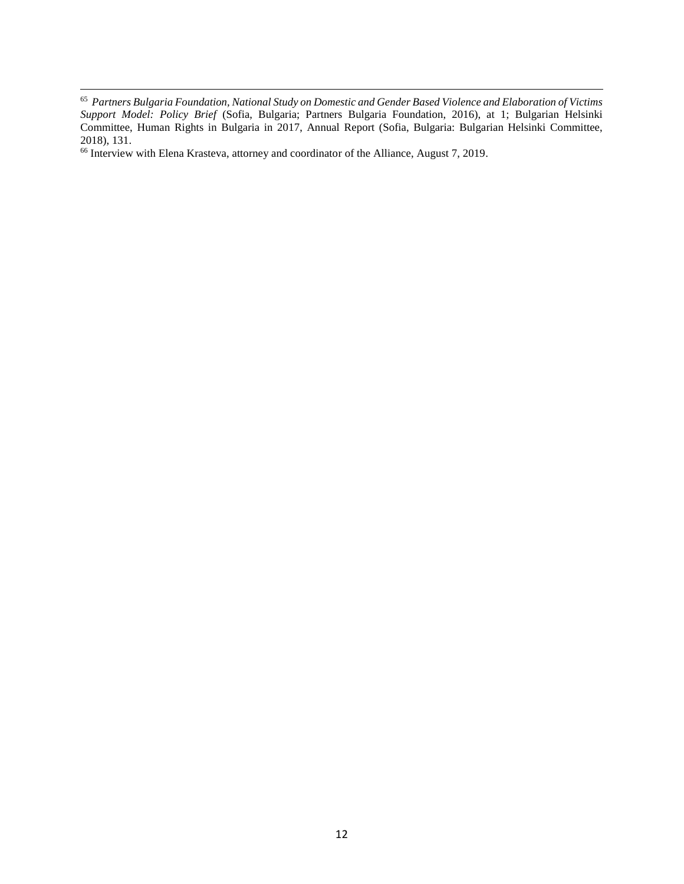[65] *Partners Bulgaria Foundation, National Study on Domestic and Gender Based Violence and Elaboration of Victims Support Model: Policy Brief* (Sofia, Bulgaria; Partners Bulgaria Foundation, 2016), at 1; Bulgarian Helsinki Committee, Human Rights in Bulgaria in 2017, Annual Report (Sofia, Bulgaria: Bulgarian Helsinki Committee, 2018), 131.

[66] Interview with Elena Krasteva, attorney and coordinator of the Alliance, August 7, 2019.